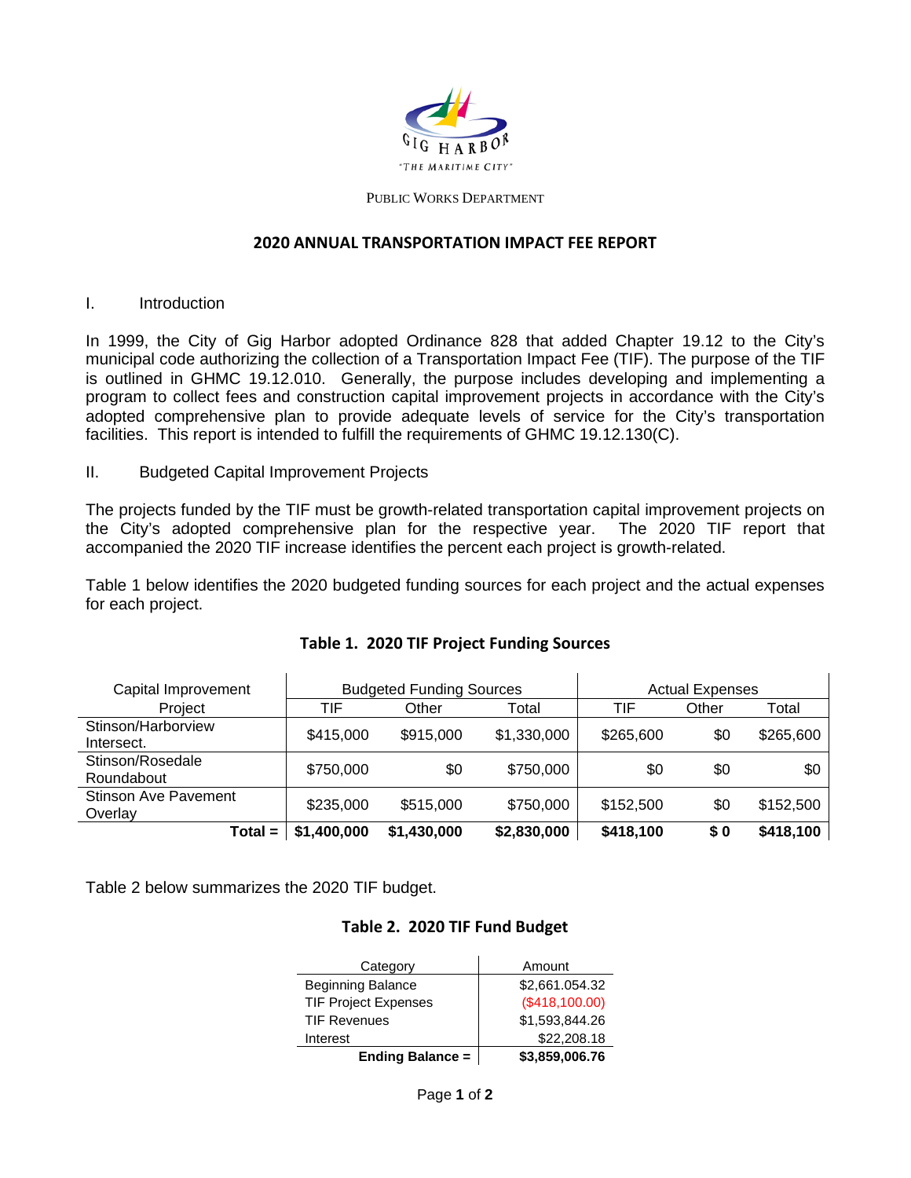PUBLIC WORKS DEPARTMENT

# 2020 ANNUAL TRANSPORTATION IMPACT FEE REPORT

I. Introduction

In 1999, the City of Gig Harbor adopted Ordinance 828 that added Chapter 19.12 to the City's municipal code authorizing the collection of a Transportation Impact Fee (TIF). The purpose of the TIF is outlined in GHMC 19.12.010. Generally, the purpose includes developing and implementing a program to collect fees and construction capital improvement projects in accordance with the City's adopted comprehensive plan to provide adequate levels of service for the City's transportation facilities. This report is intended to fulfill the requirements of GHMC 19.12.130(C).

II. Budgeted Capital Improvement Projects

The projects funded by the TIF must be growth-related transportation capital improvement projects on the City's adopted comprehensive plan for the respective year. The 2020 TIF report that accompanied the 2020 TIF increase identifies the percent each project is growth-related.

Table 1 below identifies the 2020 budgeted funding sources for each project and the actual expenses for each project.

**Table 1. 2020 TIF Project Funding Sources**

| Capital Improvement Project | Budgeted Funding Sources | | | Actual Expenses | | |
|---|---|---|---|---|---|---|
| | TIF | Other | Total | TIF | Other | Total |
| Stinson/Harborview Intersect. | $415,000 | $915,000 | $1,330,000 | $265,600 | $0 | $265,600 |
| Stinson/Rosedale Roundabout | $750,000 | $0 | $750,000 | $0 | $0 | $0 |
| Stinson Ave Pavement Overlay | $235,000 | $515,000 | $750,000 | $152,500 | $0 | $152,500 |
| **Total =** | **$1,400,000** | **$1,430,000** | **$2,830,000** | **$418,100** | **$ 0** | **$418,100** |

Table 2 below summarizes the 2020 TIF budget.

**Table 2. 2020 TIF Fund Budget**

| Category | Amount |
|---|---|
| Beginning Balance | $2,661.054.32 |
| TIF Project Expenses | ($418,100.00) |
| TIF Revenues | $1,593,844.26 |
| Interest | $22,208.18 |
| **Ending Balance =** | **$3,859,006.76** |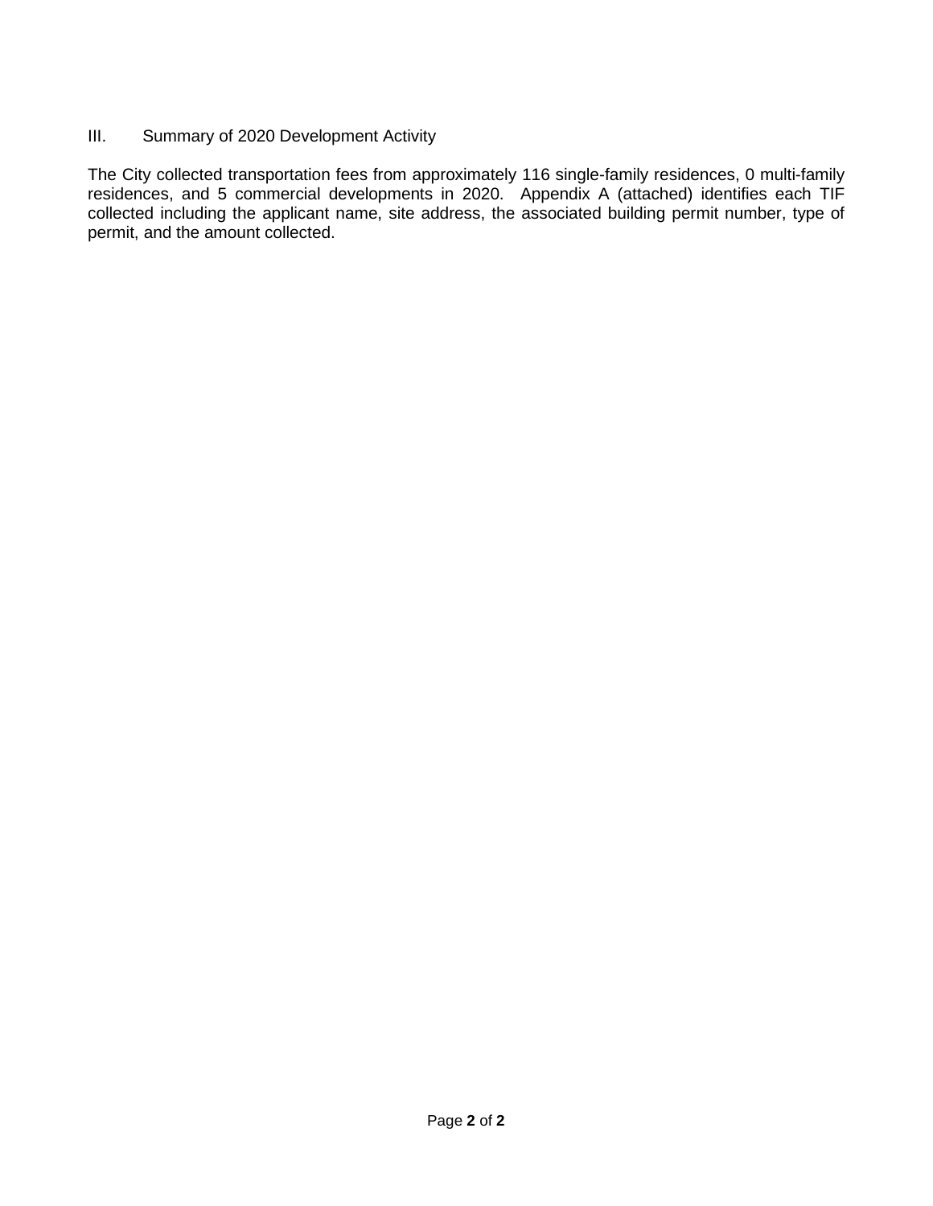## III. Summary of 2020 Development Activity

The City collected transportation fees from approximately 116 single-family residences, 0 multi-family residences, and 5 commercial developments in 2020. Appendix A (attached) identifies each TIF collected including the applicant name, site address, the associated building permit number, type of permit, and the amount collected.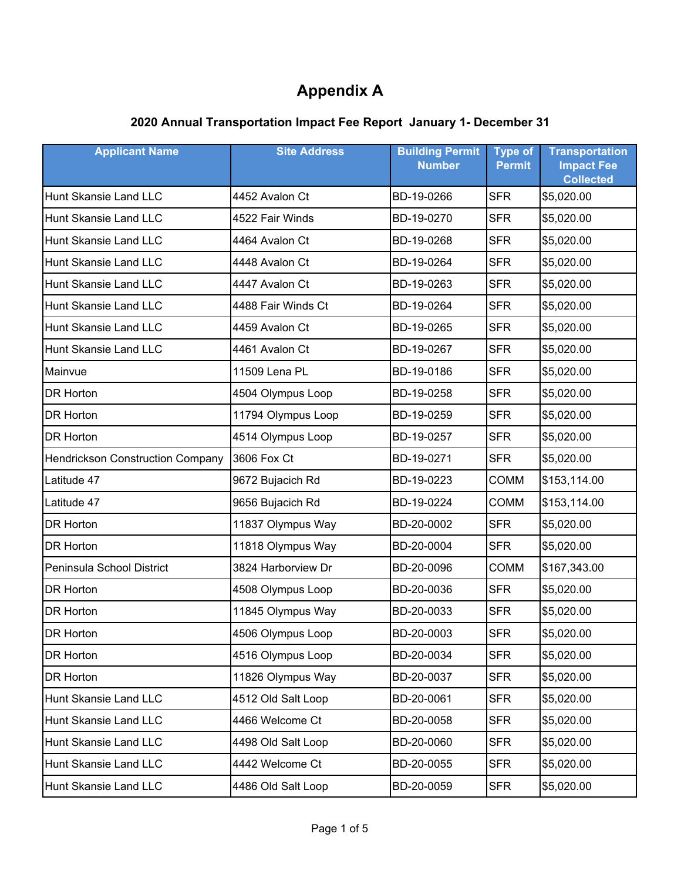# Appendix A

## 2020 Annual Transportation Impact Fee Report January 1- December 31

| Applicant Name | Site Address | Building Permit Number | Type of Permit | Transportation Impact Fee Collected |
|---|---|---|---|---|
| Hunt Skansie Land LLC | 4452 Avalon Ct | BD-19-0266 | SFR | $5,020.00 |
| Hunt Skansie Land LLC | 4522 Fair Winds | BD-19-0270 | SFR | $5,020.00 |
| Hunt Skansie Land LLC | 4464 Avalon Ct | BD-19-0268 | SFR | $5,020.00 |
| Hunt Skansie Land LLC | 4448 Avalon Ct | BD-19-0264 | SFR | $5,020.00 |
| Hunt Skansie Land LLC | 4447 Avalon Ct | BD-19-0263 | SFR | $5,020.00 |
| Hunt Skansie Land LLC | 4488 Fair Winds Ct | BD-19-0264 | SFR | $5,020.00 |
| Hunt Skansie Land LLC | 4459 Avalon Ct | BD-19-0265 | SFR | $5,020.00 |
| Hunt Skansie Land LLC | 4461 Avalon Ct | BD-19-0267 | SFR | $5,020.00 |
| Mainvue | 11509 Lena PL | BD-19-0186 | SFR | $5,020.00 |
| DR Horton | 4504 Olympus Loop | BD-19-0258 | SFR | $5,020.00 |
| DR Horton | 11794 Olympus Loop | BD-19-0259 | SFR | $5,020.00 |
| DR Horton | 4514 Olympus Loop | BD-19-0257 | SFR | $5,020.00 |
| Hendrickson Construction Company | 3606 Fox Ct | BD-19-0271 | SFR | $5,020.00 |
| Latitude 47 | 9672 Bujacich Rd | BD-19-0223 | COMM | $153,114.00 |
| Latitude 47 | 9656 Bujacich Rd | BD-19-0224 | COMM | $153,114.00 |
| DR Horton | 11837 Olympus Way | BD-20-0002 | SFR | $5,020.00 |
| DR Horton | 11818 Olympus Way | BD-20-0004 | SFR | $5,020.00 |
| Peninsula School District | 3824 Harborview Dr | BD-20-0096 | COMM | $167,343.00 |
| DR Horton | 4508 Olympus Loop | BD-20-0036 | SFR | $5,020.00 |
| DR Horton | 11845 Olympus Way | BD-20-0033 | SFR | $5,020.00 |
| DR Horton | 4506 Olympus Loop | BD-20-0003 | SFR | $5,020.00 |
| DR Horton | 4516 Olympus Loop | BD-20-0034 | SFR | $5,020.00 |
| DR Horton | 11826 Olympus Way | BD-20-0037 | SFR | $5,020.00 |
| Hunt Skansie Land LLC | 4512 Old Salt Loop | BD-20-0061 | SFR | $5,020.00 |
| Hunt Skansie Land LLC | 4466 Welcome Ct | BD-20-0058 | SFR | $5,020.00 |
| Hunt Skansie Land LLC | 4498 Old Salt Loop | BD-20-0060 | SFR | $5,020.00 |
| Hunt Skansie Land LLC | 4442 Welcome Ct | BD-20-0055 | SFR | $5,020.00 |
| Hunt Skansie Land LLC | 4486 Old Salt Loop | BD-20-0059 | SFR | $5,020.00 |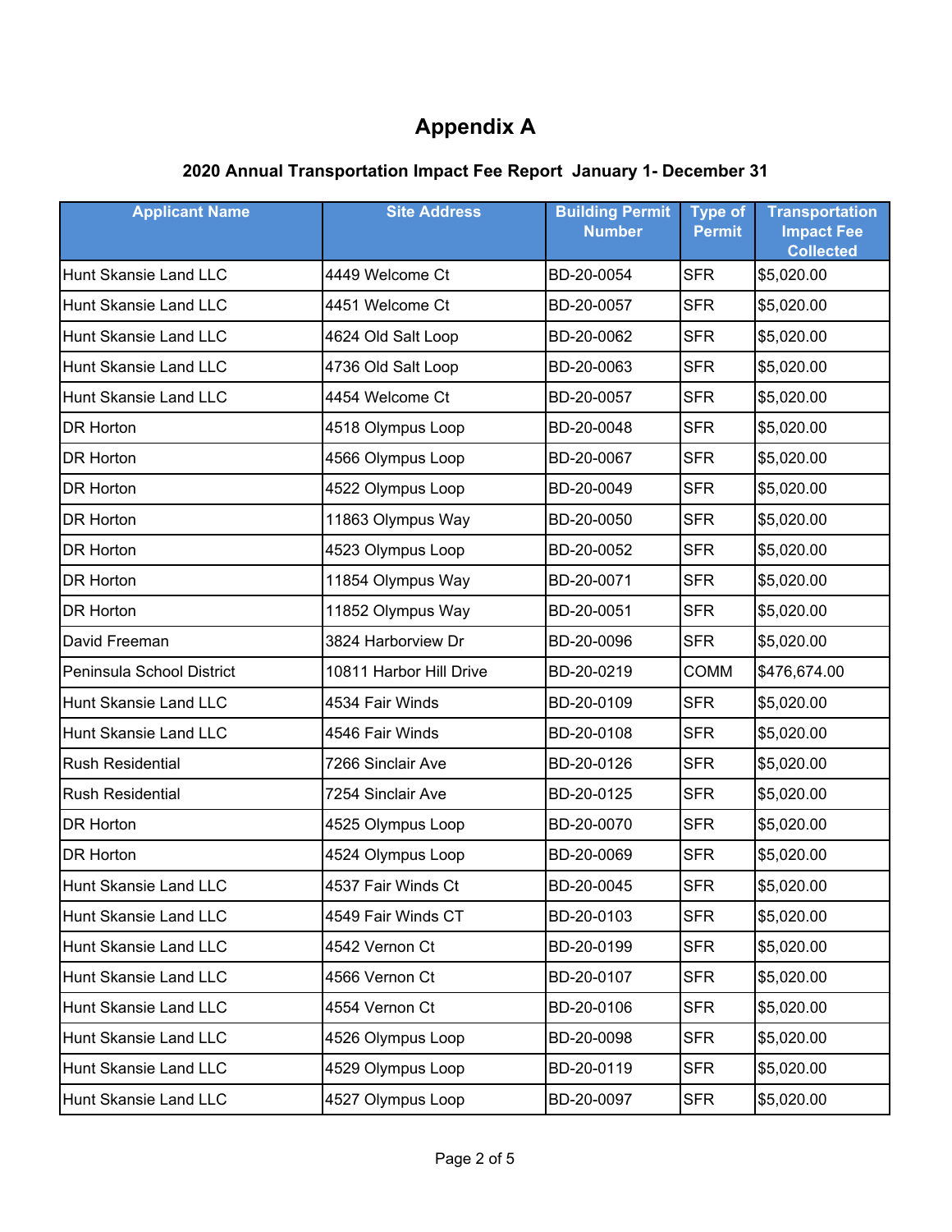# Appendix A

## 2020 Annual Transportation Impact Fee Report January 1- December 31

| Applicant Name | Site Address | Building Permit Number | Type of Permit | Transportation Impact Fee Collected |
|---|---|---|---|---|
| Hunt Skansie Land LLC | 4449 Welcome Ct | BD-20-0054 | SFR | $5,020.00 |
| Hunt Skansie Land LLC | 4451 Welcome Ct | BD-20-0057 | SFR | $5,020.00 |
| Hunt Skansie Land LLC | 4624 Old Salt Loop | BD-20-0062 | SFR | $5,020.00 |
| Hunt Skansie Land LLC | 4736 Old Salt Loop | BD-20-0063 | SFR | $5,020.00 |
| Hunt Skansie Land LLC | 4454 Welcome Ct | BD-20-0057 | SFR | $5,020.00 |
| DR Horton | 4518 Olympus Loop | BD-20-0048 | SFR | $5,020.00 |
| DR Horton | 4566 Olympus Loop | BD-20-0067 | SFR | $5,020.00 |
| DR Horton | 4522 Olympus Loop | BD-20-0049 | SFR | $5,020.00 |
| DR Horton | 11863 Olympus Way | BD-20-0050 | SFR | $5,020.00 |
| DR Horton | 4523 Olympus Loop | BD-20-0052 | SFR | $5,020.00 |
| DR Horton | 11854 Olympus Way | BD-20-0071 | SFR | $5,020.00 |
| DR Horton | 11852 Olympus Way | BD-20-0051 | SFR | $5,020.00 |
| David Freeman | 3824 Harborview Dr | BD-20-0096 | SFR | $5,020.00 |
| Peninsula School District | 10811 Harbor Hill Drive | BD-20-0219 | COMM | $476,674.00 |
| Hunt Skansie Land LLC | 4534 Fair Winds | BD-20-0109 | SFR | $5,020.00 |
| Hunt Skansie Land LLC | 4546 Fair Winds | BD-20-0108 | SFR | $5,020.00 |
| Rush Residential | 7266 Sinclair Ave | BD-20-0126 | SFR | $5,020.00 |
| Rush Residential | 7254 Sinclair Ave | BD-20-0125 | SFR | $5,020.00 |
| DR Horton | 4525 Olympus Loop | BD-20-0070 | SFR | $5,020.00 |
| DR Horton | 4524 Olympus Loop | BD-20-0069 | SFR | $5,020.00 |
| Hunt Skansie Land LLC | 4537 Fair Winds Ct | BD-20-0045 | SFR | $5,020.00 |
| Hunt Skansie Land LLC | 4549 Fair Winds CT | BD-20-0103 | SFR | $5,020.00 |
| Hunt Skansie Land LLC | 4542 Vernon Ct | BD-20-0199 | SFR | $5,020.00 |
| Hunt Skansie Land LLC | 4566 Vernon Ct | BD-20-0107 | SFR | $5,020.00 |
| Hunt Skansie Land LLC | 4554 Vernon Ct | BD-20-0106 | SFR | $5,020.00 |
| Hunt Skansie Land LLC | 4526 Olympus Loop | BD-20-0098 | SFR | $5,020.00 |
| Hunt Skansie Land LLC | 4529 Olympus Loop | BD-20-0119 | SFR | $5,020.00 |
| Hunt Skansie Land LLC | 4527 Olympus Loop | BD-20-0097 | SFR | $5,020.00 |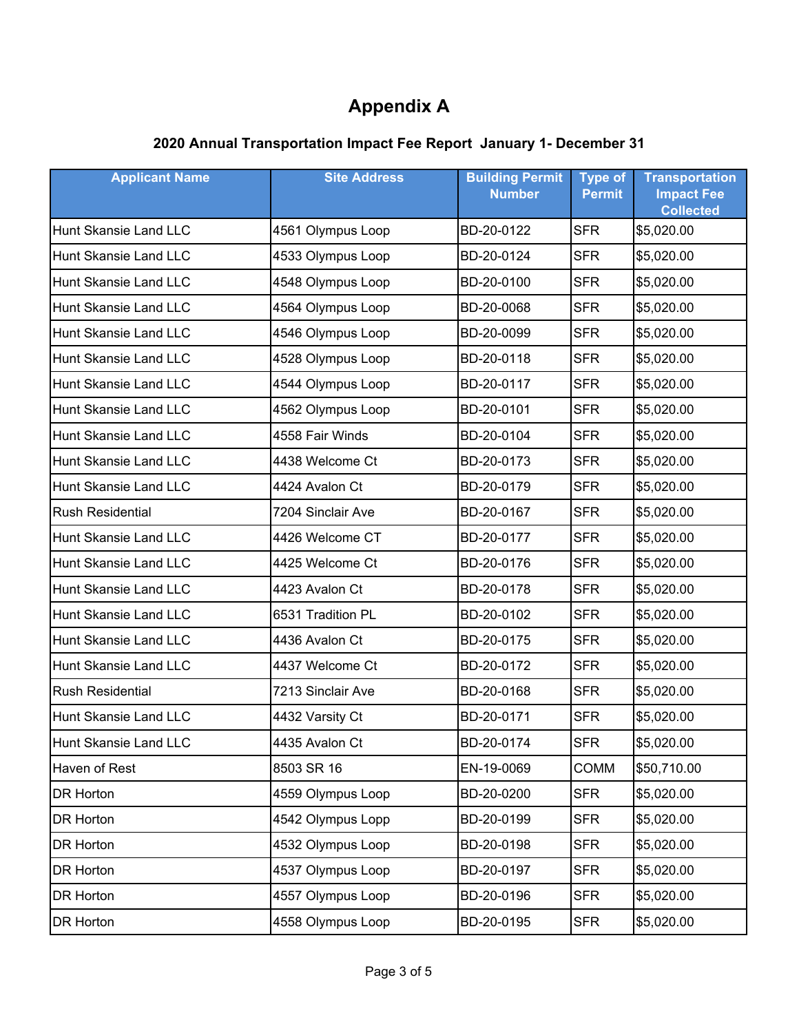# Appendix A

## 2020 Annual Transportation Impact Fee Report January 1- December 31

| Applicant Name | Site Address | Building Permit Number | Type of Permit | Transportation Impact Fee Collected |
|---|---|---|---|---|
| Hunt Skansie Land LLC | 4561 Olympus Loop | BD-20-0122 | SFR | $5,020.00 |
| Hunt Skansie Land LLC | 4533 Olympus Loop | BD-20-0124 | SFR | $5,020.00 |
| Hunt Skansie Land LLC | 4548 Olympus Loop | BD-20-0100 | SFR | $5,020.00 |
| Hunt Skansie Land LLC | 4564 Olympus Loop | BD-20-0068 | SFR | $5,020.00 |
| Hunt Skansie Land LLC | 4546 Olympus Loop | BD-20-0099 | SFR | $5,020.00 |
| Hunt Skansie Land LLC | 4528 Olympus Loop | BD-20-0118 | SFR | $5,020.00 |
| Hunt Skansie Land LLC | 4544 Olympus Loop | BD-20-0117 | SFR | $5,020.00 |
| Hunt Skansie Land LLC | 4562 Olympus Loop | BD-20-0101 | SFR | $5,020.00 |
| Hunt Skansie Land LLC | 4558 Fair Winds | BD-20-0104 | SFR | $5,020.00 |
| Hunt Skansie Land LLC | 4438 Welcome Ct | BD-20-0173 | SFR | $5,020.00 |
| Hunt Skansie Land LLC | 4424 Avalon Ct | BD-20-0179 | SFR | $5,020.00 |
| Rush Residential | 7204 Sinclair Ave | BD-20-0167 | SFR | $5,020.00 |
| Hunt Skansie Land LLC | 4426 Welcome CT | BD-20-0177 | SFR | $5,020.00 |
| Hunt Skansie Land LLC | 4425 Welcome Ct | BD-20-0176 | SFR | $5,020.00 |
| Hunt Skansie Land LLC | 4423 Avalon Ct | BD-20-0178 | SFR | $5,020.00 |
| Hunt Skansie Land LLC | 6531 Tradition PL | BD-20-0102 | SFR | $5,020.00 |
| Hunt Skansie Land LLC | 4436 Avalon Ct | BD-20-0175 | SFR | $5,020.00 |
| Hunt Skansie Land LLC | 4437 Welcome Ct | BD-20-0172 | SFR | $5,020.00 |
| Rush Residential | 7213 Sinclair Ave | BD-20-0168 | SFR | $5,020.00 |
| Hunt Skansie Land LLC | 4432 Varsity Ct | BD-20-0171 | SFR | $5,020.00 |
| Hunt Skansie Land LLC | 4435 Avalon Ct | BD-20-0174 | SFR | $5,020.00 |
| Haven of Rest | 8503 SR 16 | EN-19-0069 | COMM | $50,710.00 |
| DR Horton | 4559 Olympus Loop | BD-20-0200 | SFR | $5,020.00 |
| DR Horton | 4542 Olympus Lopp | BD-20-0199 | SFR | $5,020.00 |
| DR Horton | 4532 Olympus Loop | BD-20-0198 | SFR | $5,020.00 |
| DR Horton | 4537 Olympus Loop | BD-20-0197 | SFR | $5,020.00 |
| DR Horton | 4557 Olympus Loop | BD-20-0196 | SFR | $5,020.00 |
| DR Horton | 4558 Olympus Loop | BD-20-0195 | SFR | $5,020.00 |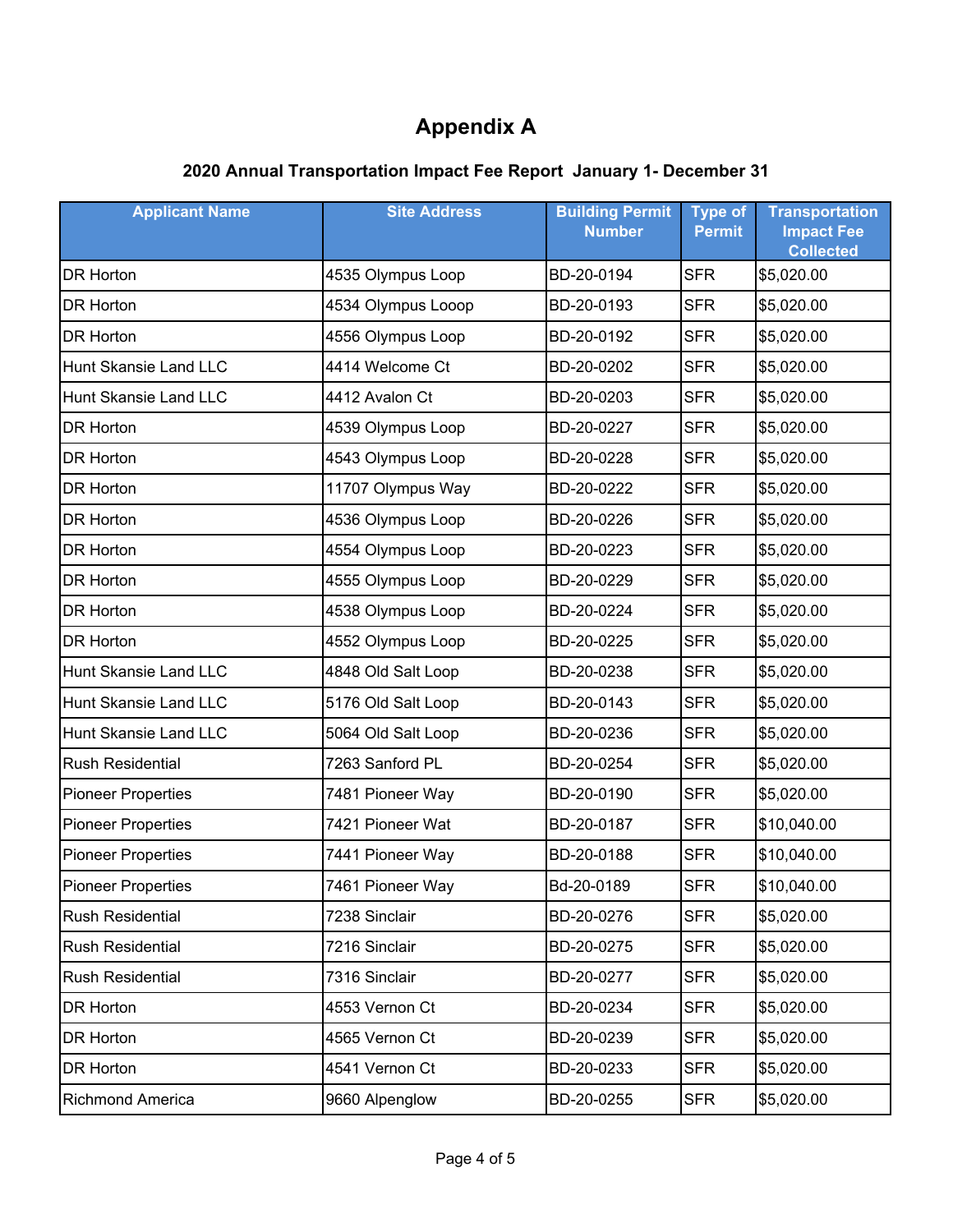# Appendix A

## 2020 Annual Transportation Impact Fee Report January 1- December 31

| Applicant Name | Site Address | Building Permit Number | Type of Permit | Transportation Impact Fee Collected |
|---|---|---|---|---|
| DR Horton | 4535 Olympus Loop | BD-20-0194 | SFR | $5,020.00 |
| DR Horton | 4534 Olympus Looop | BD-20-0193 | SFR | $5,020.00 |
| DR Horton | 4556 Olympus Loop | BD-20-0192 | SFR | $5,020.00 |
| Hunt Skansie Land LLC | 4414 Welcome Ct | BD-20-0202 | SFR | $5,020.00 |
| Hunt Skansie Land LLC | 4412 Avalon Ct | BD-20-0203 | SFR | $5,020.00 |
| DR Horton | 4539 Olympus Loop | BD-20-0227 | SFR | $5,020.00 |
| DR Horton | 4543 Olympus Loop | BD-20-0228 | SFR | $5,020.00 |
| DR Horton | 11707 Olympus Way | BD-20-0222 | SFR | $5,020.00 |
| DR Horton | 4536 Olympus Loop | BD-20-0226 | SFR | $5,020.00 |
| DR Horton | 4554 Olympus Loop | BD-20-0223 | SFR | $5,020.00 |
| DR Horton | 4555 Olympus Loop | BD-20-0229 | SFR | $5,020.00 |
| DR Horton | 4538 Olympus Loop | BD-20-0224 | SFR | $5,020.00 |
| DR Horton | 4552 Olympus Loop | BD-20-0225 | SFR | $5,020.00 |
| Hunt Skansie Land LLC | 4848 Old Salt Loop | BD-20-0238 | SFR | $5,020.00 |
| Hunt Skansie Land LLC | 5176 Old Salt Loop | BD-20-0143 | SFR | $5,020.00 |
| Hunt Skansie Land LLC | 5064 Old Salt Loop | BD-20-0236 | SFR | $5,020.00 |
| Rush Residential | 7263 Sanford PL | BD-20-0254 | SFR | $5,020.00 |
| Pioneer Properties | 7481 Pioneer Way | BD-20-0190 | SFR | $5,020.00 |
| Pioneer Properties | 7421 Pioneer Wat | BD-20-0187 | SFR | $10,040.00 |
| Pioneer Properties | 7441 Pioneer Way | BD-20-0188 | SFR | $10,040.00 |
| Pioneer Properties | 7461 Pioneer Way | Bd-20-0189 | SFR | $10,040.00 |
| Rush Residential | 7238 Sinclair | BD-20-0276 | SFR | $5,020.00 |
| Rush Residential | 7216 Sinclair | BD-20-0275 | SFR | $5,020.00 |
| Rush Residential | 7316 Sinclair | BD-20-0277 | SFR | $5,020.00 |
| DR Horton | 4553 Vernon Ct | BD-20-0234 | SFR | $5,020.00 |
| DR Horton | 4565 Vernon Ct | BD-20-0239 | SFR | $5,020.00 |
| DR Horton | 4541 Vernon Ct | BD-20-0233 | SFR | $5,020.00 |
| Richmond America | 9660 Alpenglow | BD-20-0255 | SFR | $5,020.00 |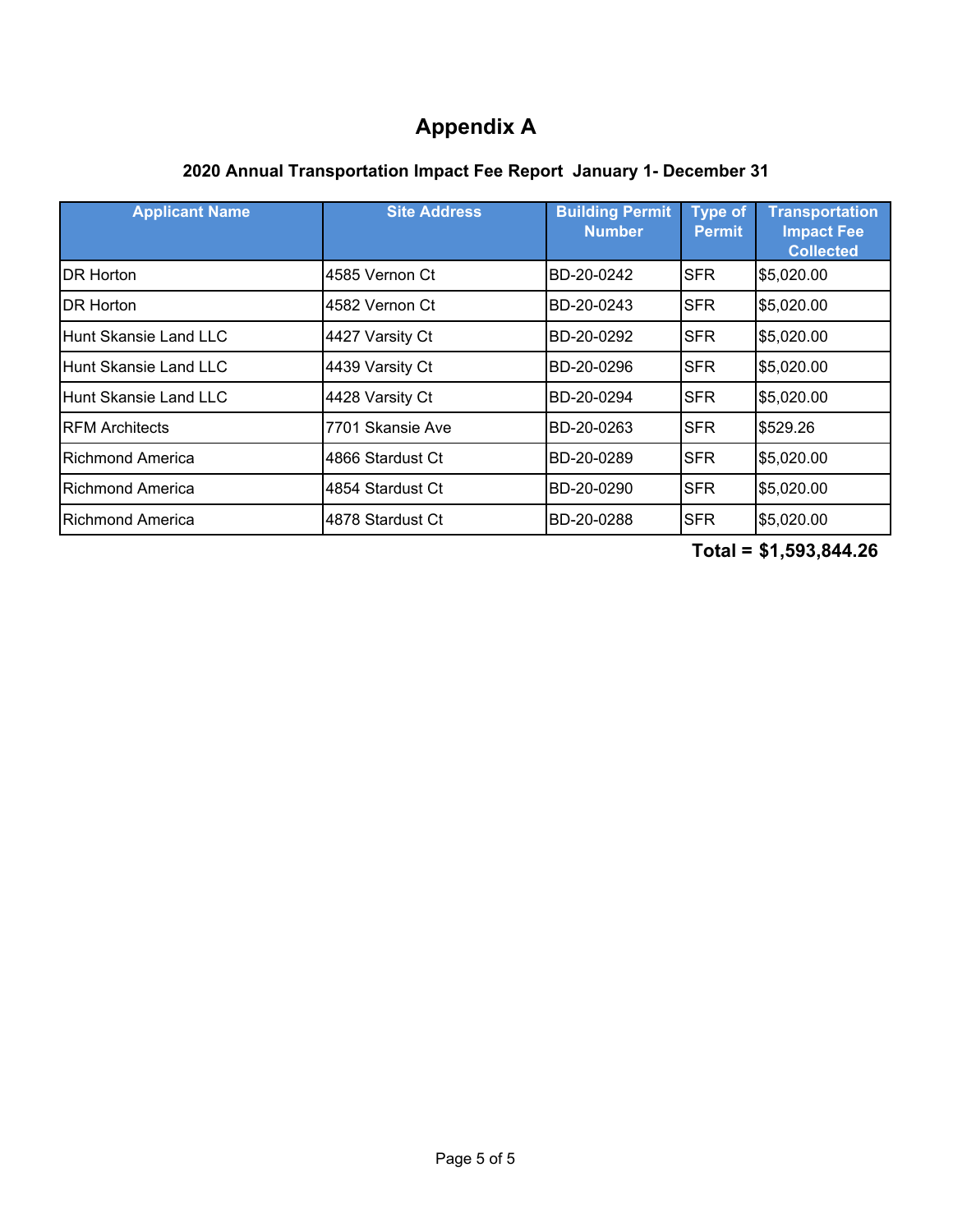# Appendix A

## 2020 Annual Transportation Impact Fee Report January 1- December 31

| Applicant Name | Site Address | Building Permit Number | Type of Permit | Transportation Impact Fee Collected |
|---|---|---|---|---|
| DR Horton | 4585 Vernon Ct | BD-20-0242 | SFR | $5,020.00 |
| DR Horton | 4582 Vernon Ct | BD-20-0243 | SFR | $5,020.00 |
| Hunt Skansie Land LLC | 4427 Varsity Ct | BD-20-0292 | SFR | $5,020.00 |
| Hunt Skansie Land LLC | 4439 Varsity Ct | BD-20-0296 | SFR | $5,020.00 |
| Hunt Skansie Land LLC | 4428 Varsity Ct | BD-20-0294 | SFR | $5,020.00 |
| RFM Architects | 7701 Skansie Ave | BD-20-0263 | SFR | $529.26 |
| Richmond America | 4866 Stardust Ct | BD-20-0289 | SFR | $5,020.00 |
| Richmond America | 4854 Stardust Ct | BD-20-0290 | SFR | $5,020.00 |
| Richmond America | 4878 Stardust Ct | BD-20-0288 | SFR | $5,020.00 |

**Total = $1,593,844.26**